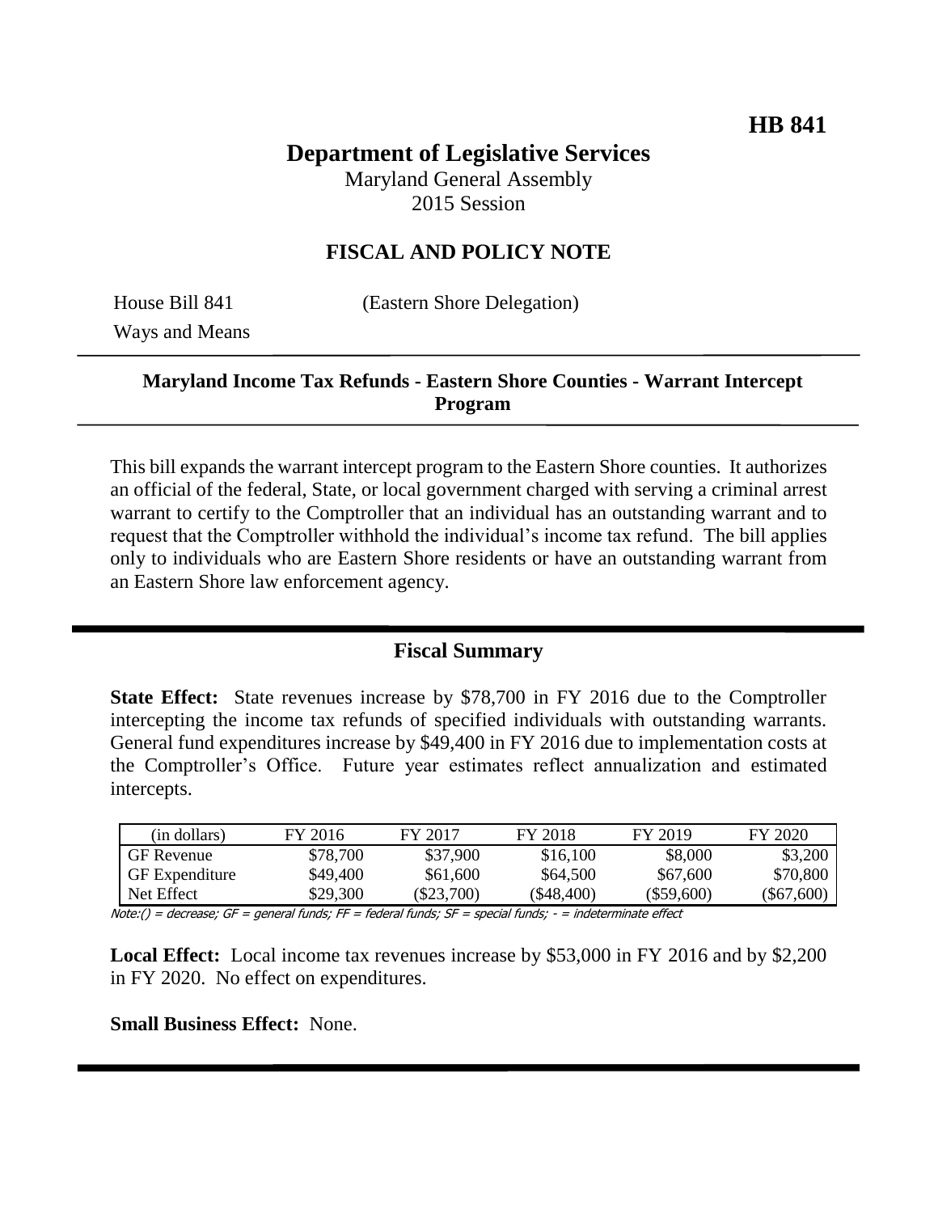**HB 841**

# Department of Legislative Services

Maryland General Assembly
2015 Session

## FISCAL AND POLICY NOTE

House Bill 841 (Eastern Shore Delegation)
Ways and Means

**Maryland Income Tax Refunds - Eastern Shore Counties - Warrant Intercept Program**

This bill expands the warrant intercept program to the Eastern Shore counties. It authorizes an official of the federal, State, or local government charged with serving a criminal arrest warrant to certify to the Comptroller that an individual has an outstanding warrant and to request that the Comptroller withhold the individual's income tax refund. The bill applies only to individuals who are Eastern Shore residents or have an outstanding warrant from an Eastern Shore law enforcement agency.

## Fiscal Summary

**State Effect:** State revenues increase by $78,700 in FY 2016 due to the Comptroller intercepting the income tax refunds of specified individuals with outstanding warrants. General fund expenditures increase by $49,400 in FY 2016 due to implementation costs at the Comptroller's Office. Future year estimates reflect annualization and estimated intercepts.

| (in dollars) | FY 2016 | FY 2017 | FY 2018 | FY 2019 | FY 2020 |
|---|---|---|---|---|---|
| GF Revenue | $78,700 | $37,900 | $16,100 | $8,000 | $3,200 |
| GF Expenditure | $49,400 | $61,600 | $64,500 | $67,600 | $70,800 |
| Net Effect | $29,300 | ($23,700) | ($48,400) | ($59,600) | ($67,600) |

*Note:() = decrease; GF = general funds; FF = federal funds; SF = special funds; - = indeterminate effect*

**Local Effect:** Local income tax revenues increase by $53,000 in FY 2016 and by $2,200 in FY 2020. No effect on expenditures.

**Small Business Effect:** None.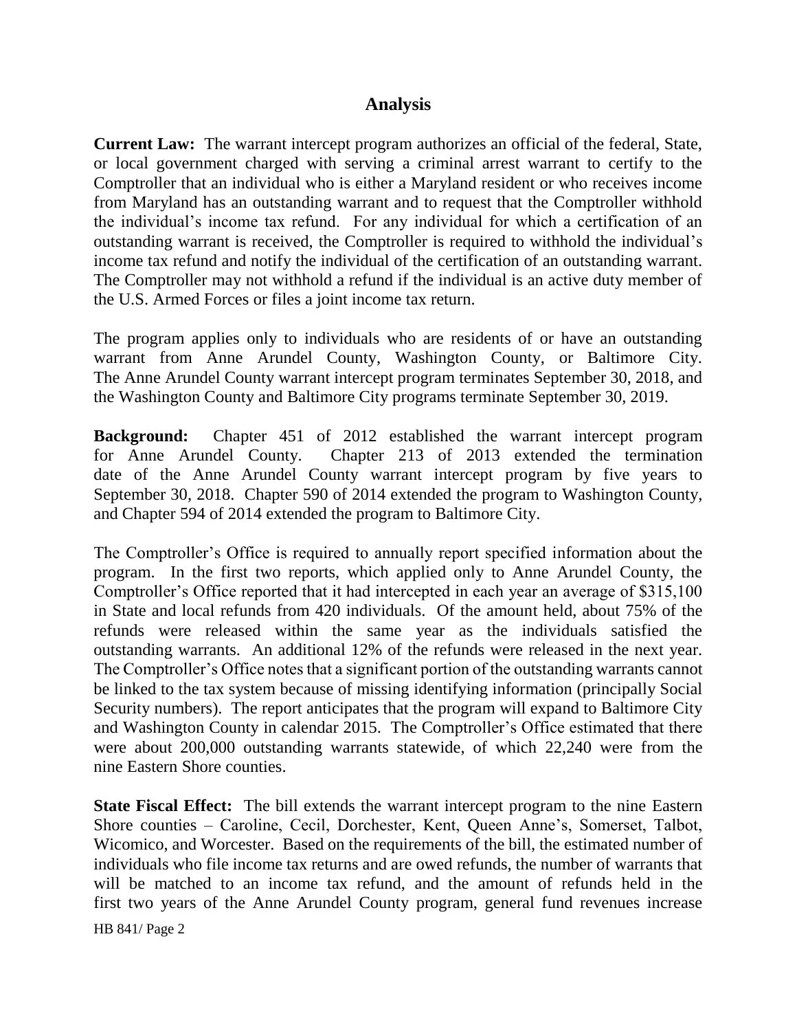## Analysis

**Current Law:** The warrant intercept program authorizes an official of the federal, State, or local government charged with serving a criminal arrest warrant to certify to the Comptroller that an individual who is either a Maryland resident or who receives income from Maryland has an outstanding warrant and to request that the Comptroller withhold the individual's income tax refund. For any individual for which a certification of an outstanding warrant is received, the Comptroller is required to withhold the individual's income tax refund and notify the individual of the certification of an outstanding warrant. The Comptroller may not withhold a refund if the individual is an active duty member of the U.S. Armed Forces or files a joint income tax return.

The program applies only to individuals who are residents of or have an outstanding warrant from Anne Arundel County, Washington County, or Baltimore City. The Anne Arundel County warrant intercept program terminates September 30, 2018, and the Washington County and Baltimore City programs terminate September 30, 2019.

**Background:** Chapter 451 of 2012 established the warrant intercept program for Anne Arundel County. Chapter 213 of 2013 extended the termination date of the Anne Arundel County warrant intercept program by five years to September 30, 2018. Chapter 590 of 2014 extended the program to Washington County, and Chapter 594 of 2014 extended the program to Baltimore City.

The Comptroller's Office is required to annually report specified information about the program. In the first two reports, which applied only to Anne Arundel County, the Comptroller's Office reported that it had intercepted in each year an average of $315,100 in State and local refunds from 420 individuals. Of the amount held, about 75% of the refunds were released within the same year as the individuals satisfied the outstanding warrants. An additional 12% of the refunds were released in the next year. The Comptroller's Office notes that a significant portion of the outstanding warrants cannot be linked to the tax system because of missing identifying information (principally Social Security numbers). The report anticipates that the program will expand to Baltimore City and Washington County in calendar 2015. The Comptroller's Office estimated that there were about 200,000 outstanding warrants statewide, of which 22,240 were from the nine Eastern Shore counties.

**State Fiscal Effect:** The bill extends the warrant intercept program to the nine Eastern Shore counties – Caroline, Cecil, Dorchester, Kent, Queen Anne's, Somerset, Talbot, Wicomico, and Worcester. Based on the requirements of the bill, the estimated number of individuals who file income tax returns and are owed refunds, the number of warrants that will be matched to an income tax refund, and the amount of refunds held in the first two years of the Anne Arundel County program, general fund revenues increase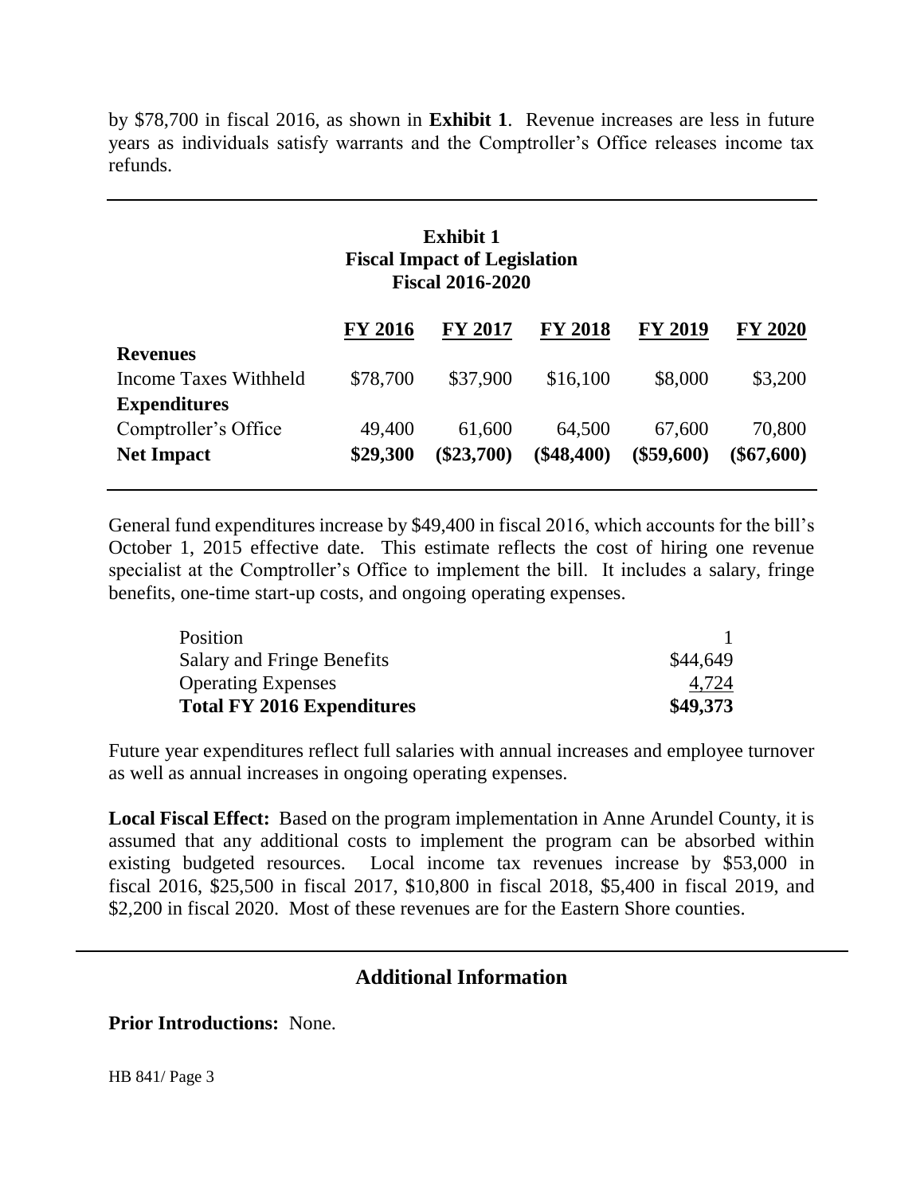by $78,700 in fiscal 2016, as shown in **Exhibit 1**. Revenue increases are less in future years as individuals satisfy warrants and the Comptroller's Office releases income tax refunds.

**Exhibit 1**
**Fiscal Impact of Legislation**
**Fiscal 2016-2020**

| | FY 2016 | FY 2017 | FY 2018 | FY 2019 | FY 2020 |
|---|---|---|---|---|---|
| **Revenues** | | | | | |
| Income Taxes Withheld | $78,700 | $37,900 | $16,100 | $8,000 | $3,200 |
| **Expenditures** | | | | | |
| Comptroller's Office | 49,400 | 61,600 | 64,500 | 67,600 | 70,800 |
| **Net Impact** | **$29,300** | **($23,700)** | **($48,400)** | **($59,600)** | **($67,600)** |

General fund expenditures increase by $49,400 in fiscal 2016, which accounts for the bill's October 1, 2015 effective date. This estimate reflects the cost of hiring one revenue specialist at the Comptroller's Office to implement the bill. It includes a salary, fringe benefits, one-time start-up costs, and ongoing operating expenses.

| | |
|---|---|
| Position | 1 |
| Salary and Fringe Benefits | $44,649 |
| Operating Expenses | 4,724 |
| **Total FY 2016 Expenditures** | **$49,373** |

Future year expenditures reflect full salaries with annual increases and employee turnover as well as annual increases in ongoing operating expenses.

**Local Fiscal Effect:** Based on the program implementation in Anne Arundel County, it is assumed that any additional costs to implement the program can be absorbed within existing budgeted resources. Local income tax revenues increase by $53,000 in fiscal 2016, $25,500 in fiscal 2017, $10,800 in fiscal 2018, $5,400 in fiscal 2019, and $2,200 in fiscal 2020. Most of these revenues are for the Eastern Shore counties.

## Additional Information

**Prior Introductions:** None.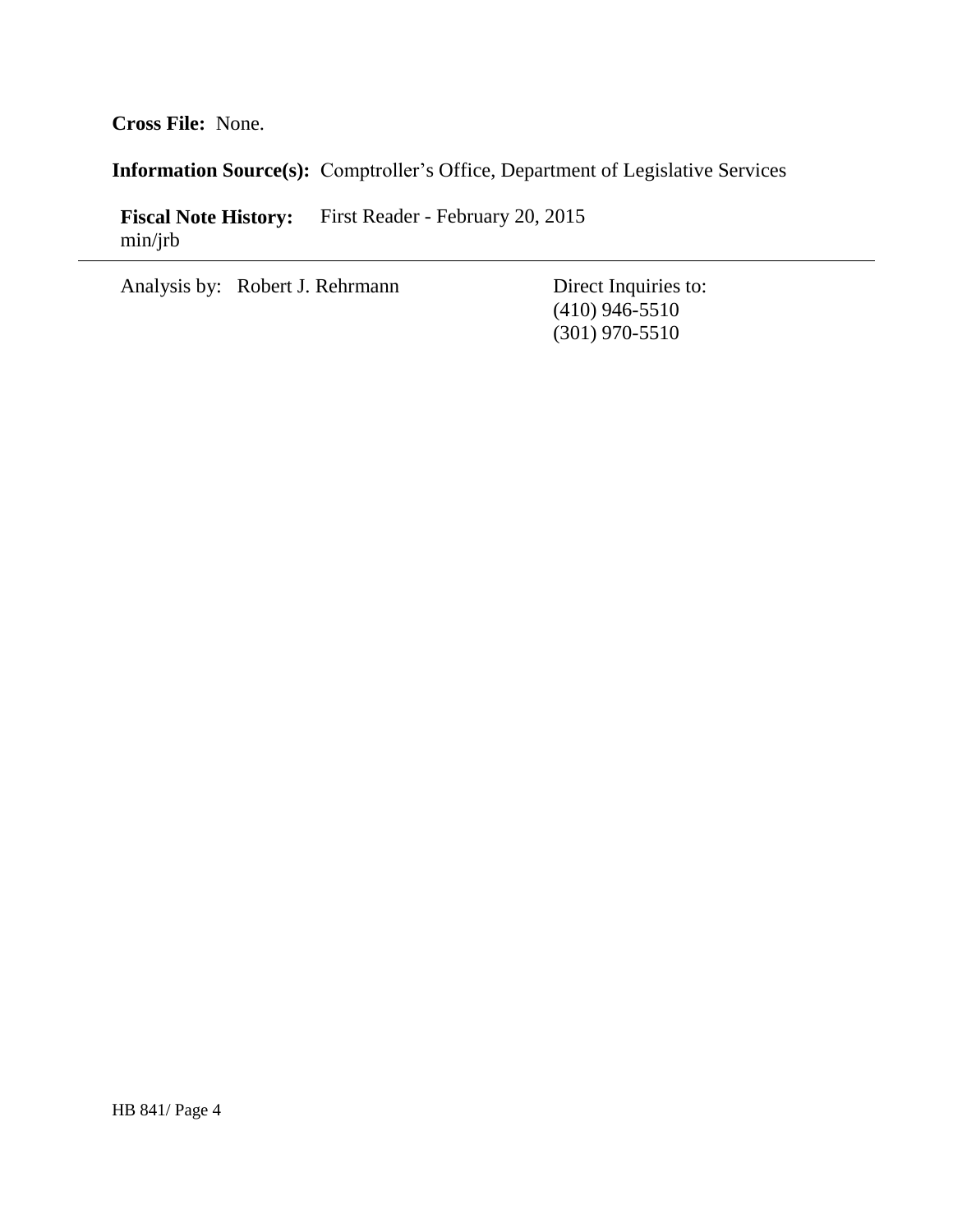**Cross File:** None.

**Information Source(s):** Comptroller's Office, Department of Legislative Services

**Fiscal Note History:** First Reader - February 20, 2015
min/jrb

---

Analysis by: Robert J. Rehrmann

Direct Inquiries to:
(410) 946-5510
(301) 970-5510